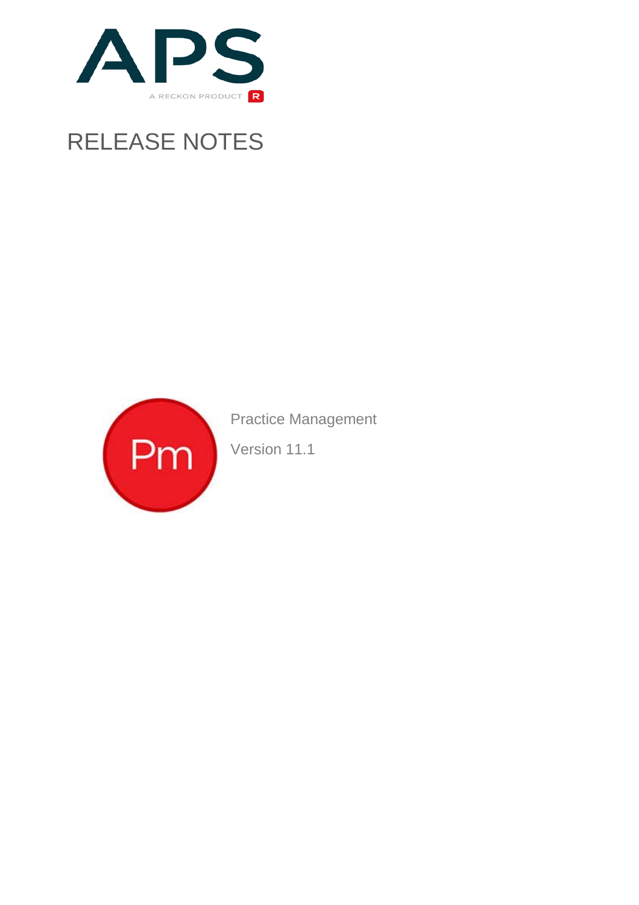APS

A RECKON PRODUCT R

# RELEASE NOTES

Pm

Practice Management

Version 11.1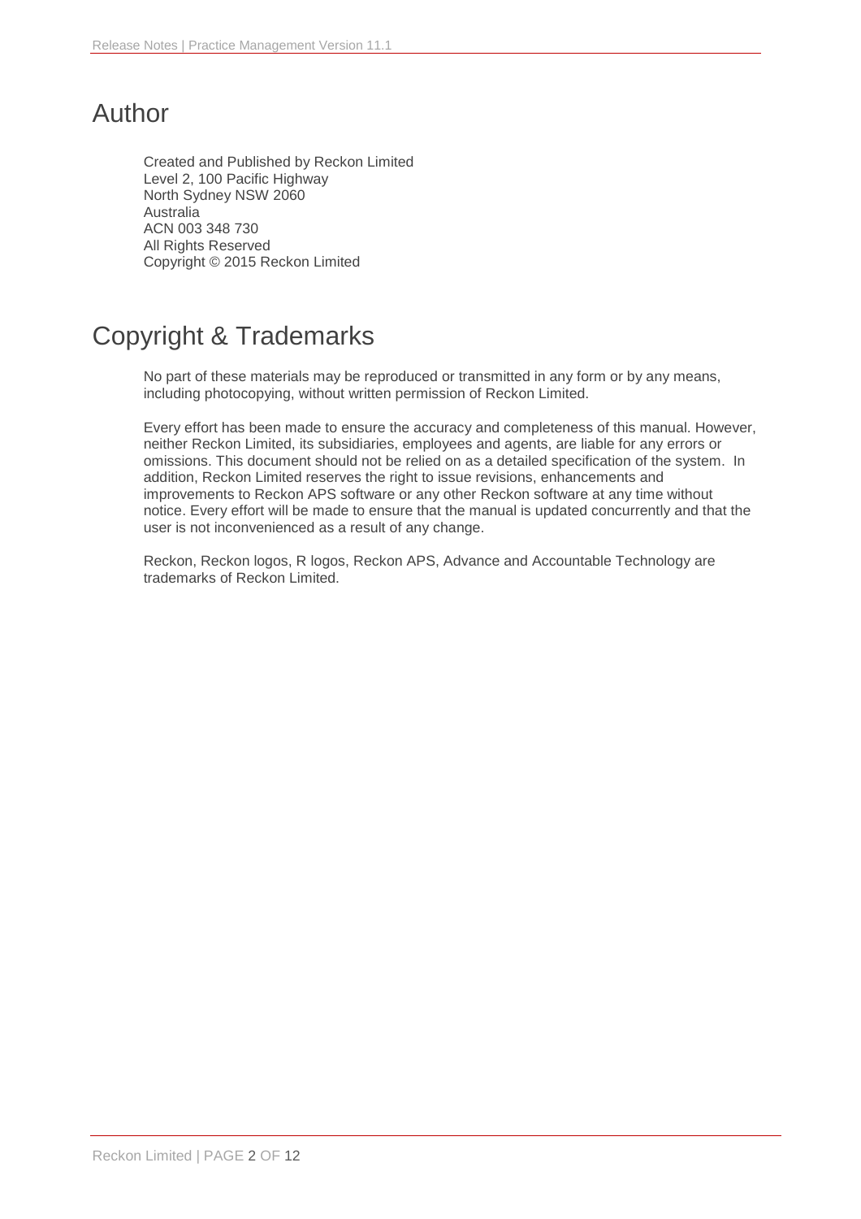# Author

Created and Published by Reckon Limited
Level 2, 100 Pacific Highway
North Sydney NSW 2060
Australia
ACN 003 348 730
All Rights Reserved
Copyright © 2015 Reckon Limited

# Copyright & Trademarks

No part of these materials may be reproduced or transmitted in any form or by any means, including photocopying, without written permission of Reckon Limited.

Every effort has been made to ensure the accuracy and completeness of this manual. However, neither Reckon Limited, its subsidiaries, employees and agents, are liable for any errors or omissions. This document should not be relied on as a detailed specification of the system. In addition, Reckon Limited reserves the right to issue revisions, enhancements and improvements to Reckon APS software or any other Reckon software at any time without notice. Every effort will be made to ensure that the manual is updated concurrently and that the user is not inconvenienced as a result of any change.

Reckon, Reckon logos, R logos, Reckon APS, Advance and Accountable Technology are trademarks of Reckon Limited.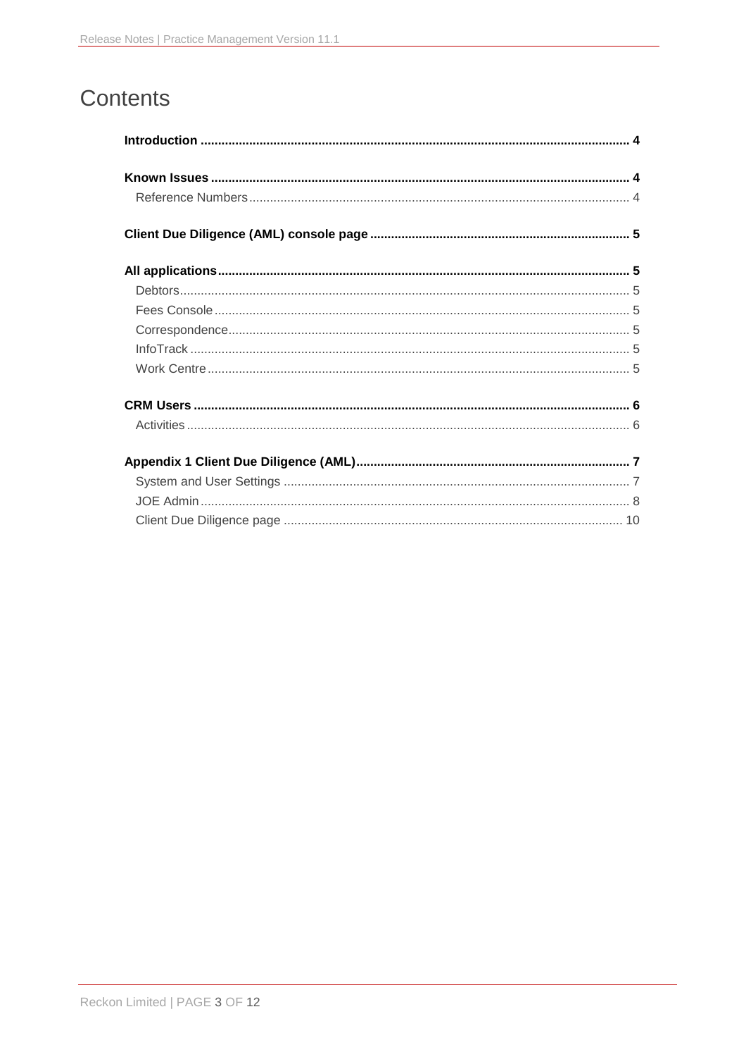# Contents

**Introduction** ..... **4**

**Known Issues** ..... **4**

- Reference Numbers ..... 4

**Client Due Diligence (AML) console page** ..... **5**

**All applications** ..... **5**

- Debtors ..... 5
- Fees Console ..... 5
- Correspondence ..... 5
- InfoTrack ..... 5
- Work Centre ..... 5

**CRM Users** ..... **6**

- Activities ..... 6

**Appendix 1 Client Due Diligence (AML)** ..... **7**

- System and User Settings ..... 7
- JOE Admin ..... 8
- Client Due Diligence page ..... 10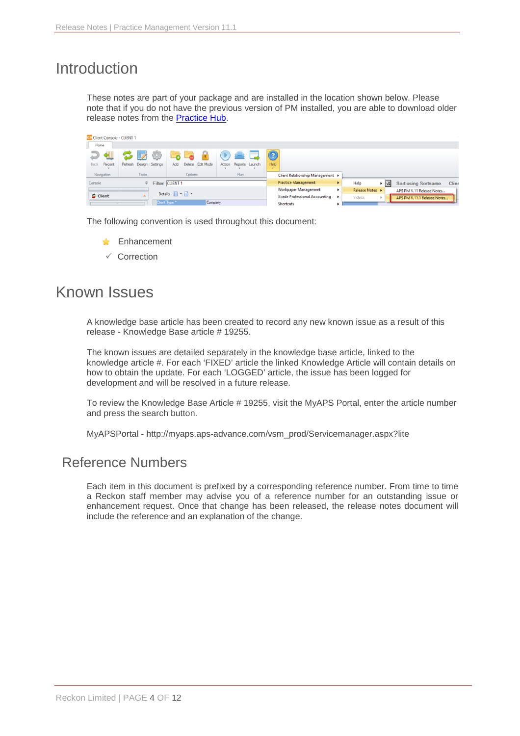# Introduction

These notes are part of your package and are installed in the location shown below. Please note that if you do not have the previous version of PM installed, you are able to download older release notes from the [Practice Hub](Practice Hub).

The following convention is used throughout this document:

- ⭐ Enhancement
- ✓ Correction

# Known Issues

A knowledge base article has been created to record any new known issue as a result of this release - Knowledge Base article # 19255.

The known issues are detailed separately in the knowledge base article, linked to the knowledge article #. For each 'FIXED' article the linked Knowledge Article will contain details on how to obtain the update. For each 'LOGGED' article, the issue has been logged for development and will be resolved in a future release.

To review the Knowledge Base Article # 19255, visit the MyAPS Portal, enter the article number and press the search button.

MyAPSPortal - http://myaps.aps-advance.com/vsm_prod/Servicemanager.aspx?lite

## Reference Numbers

Each item in this document is prefixed by a corresponding reference number. From time to time a Reckon staff member may advise you of a reference number for an outstanding issue or enhancement request. Once that change has been released, the release notes document will include the reference and an explanation of the change.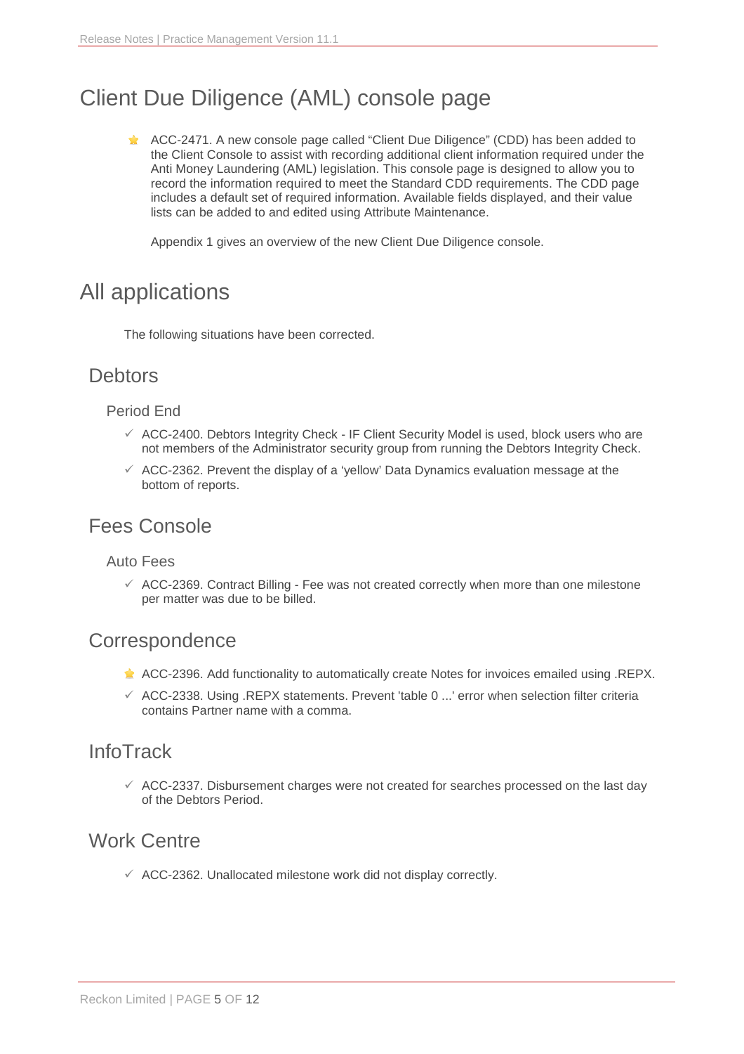# Client Due Diligence (AML) console page

- ACC-2471. A new console page called "Client Due Diligence" (CDD) has been added to the Client Console to assist with recording additional client information required under the Anti Money Laundering (AML) legislation. This console page is designed to allow you to record the information required to meet the Standard CDD requirements. The CDD page includes a default set of required information. Available fields displayed, and their value lists can be added to and edited using Attribute Maintenance.

  Appendix 1 gives an overview of the new Client Due Diligence console.

# All applications

The following situations have been corrected.

## Debtors

### Period End

- ACC-2400. Debtors Integrity Check - IF Client Security Model is used, block users who are not members of the Administrator security group from running the Debtors Integrity Check.
- ACC-2362. Prevent the display of a 'yellow' Data Dynamics evaluation message at the bottom of reports.

## Fees Console

### Auto Fees

- ACC-2369. Contract Billing - Fee was not created correctly when more than one milestone per matter was due to be billed.

## Correspondence

- ACC-2396. Add functionality to automatically create Notes for invoices emailed using .REPX.
- ACC-2338. Using .REPX statements. Prevent 'table 0 ...' error when selection filter criteria contains Partner name with a comma.

## InfoTrack

- ACC-2337. Disbursement charges were not created for searches processed on the last day of the Debtors Period.

## Work Centre

- ACC-2362. Unallocated milestone work did not display correctly.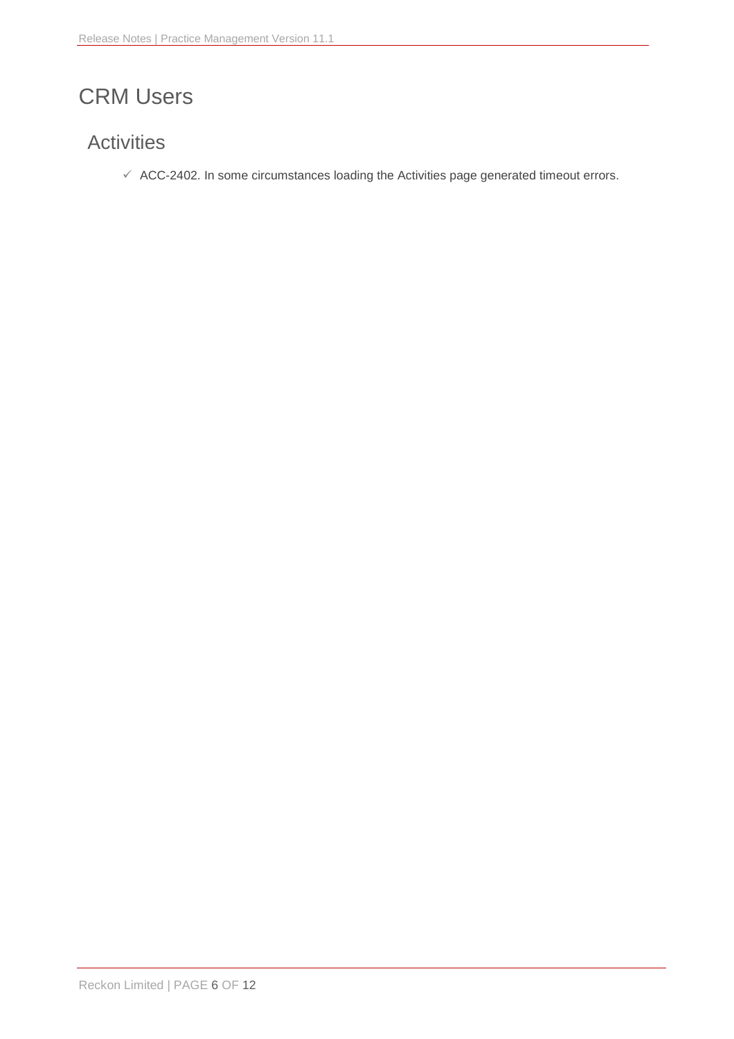# CRM Users

## Activities

- ✓ ACC-2402. In some circumstances loading the Activities page generated timeout errors.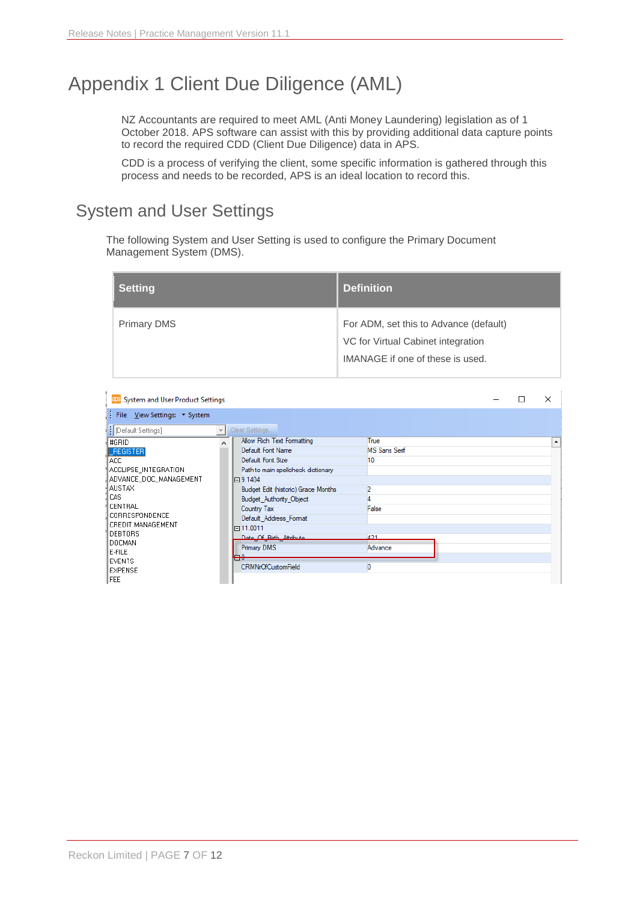# Appendix 1 Client Due Diligence (AML)

NZ Accountants are required to meet AML (Anti Money Laundering) legislation as of 1 October 2018. APS software can assist with this by providing additional data capture points to record the required CDD (Client Due Diligence) data in APS.

CDD is a process of verifying the client, some specific information is gathered through this process and needs to be recorded, APS is an ideal location to record this.

## System and User Settings

The following System and User Setting is used to configure the Primary Document Management System (DMS).

| Setting | Definition |
| --- | --- |
| Primary DMS | For ADM, set this to Advance (default)<br>VC for Virtual Cabinet integration<br>IMANAGE if one of these is used. |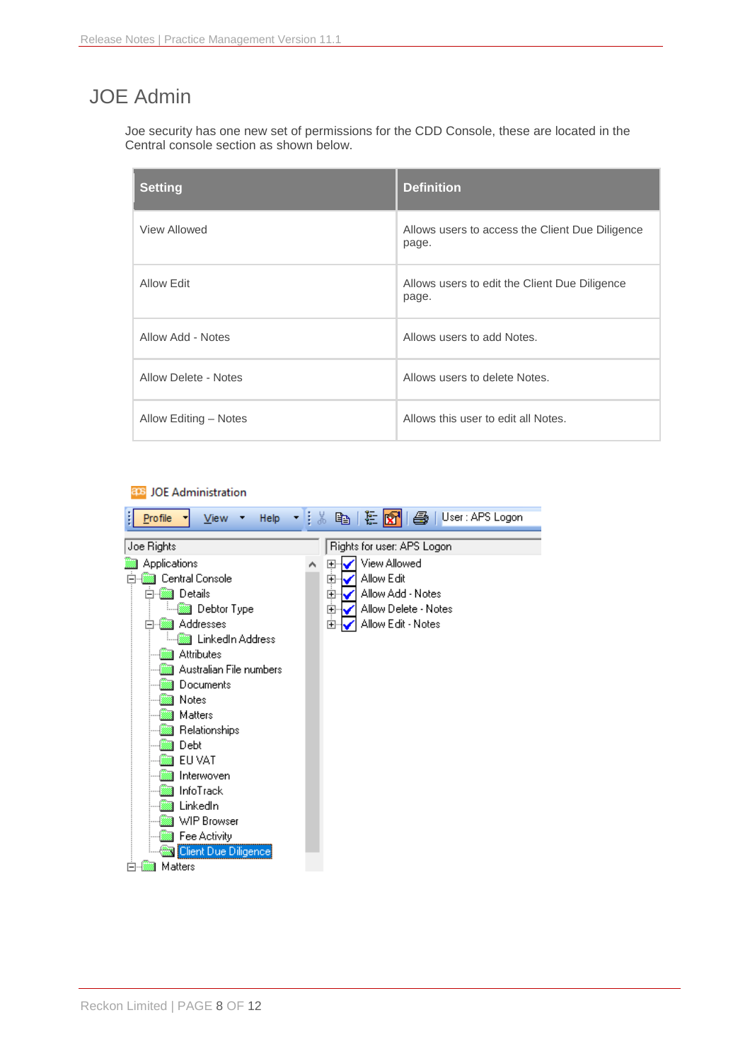# JOE Admin

Joe security has one new set of permissions for the CDD Console, these are located in the Central console section as shown below.

| Setting | Definition |
|---|---|
| View Allowed | Allows users to access the Client Due Diligence page. |
| Allow Edit | Allows users to edit the Client Due Diligence page. |
| Allow Add - Notes | Allows users to add Notes. |
| Allow Delete - Notes | Allows users to delete Notes. |
| Allow Editing – Notes | Allows this user to edit all Notes. |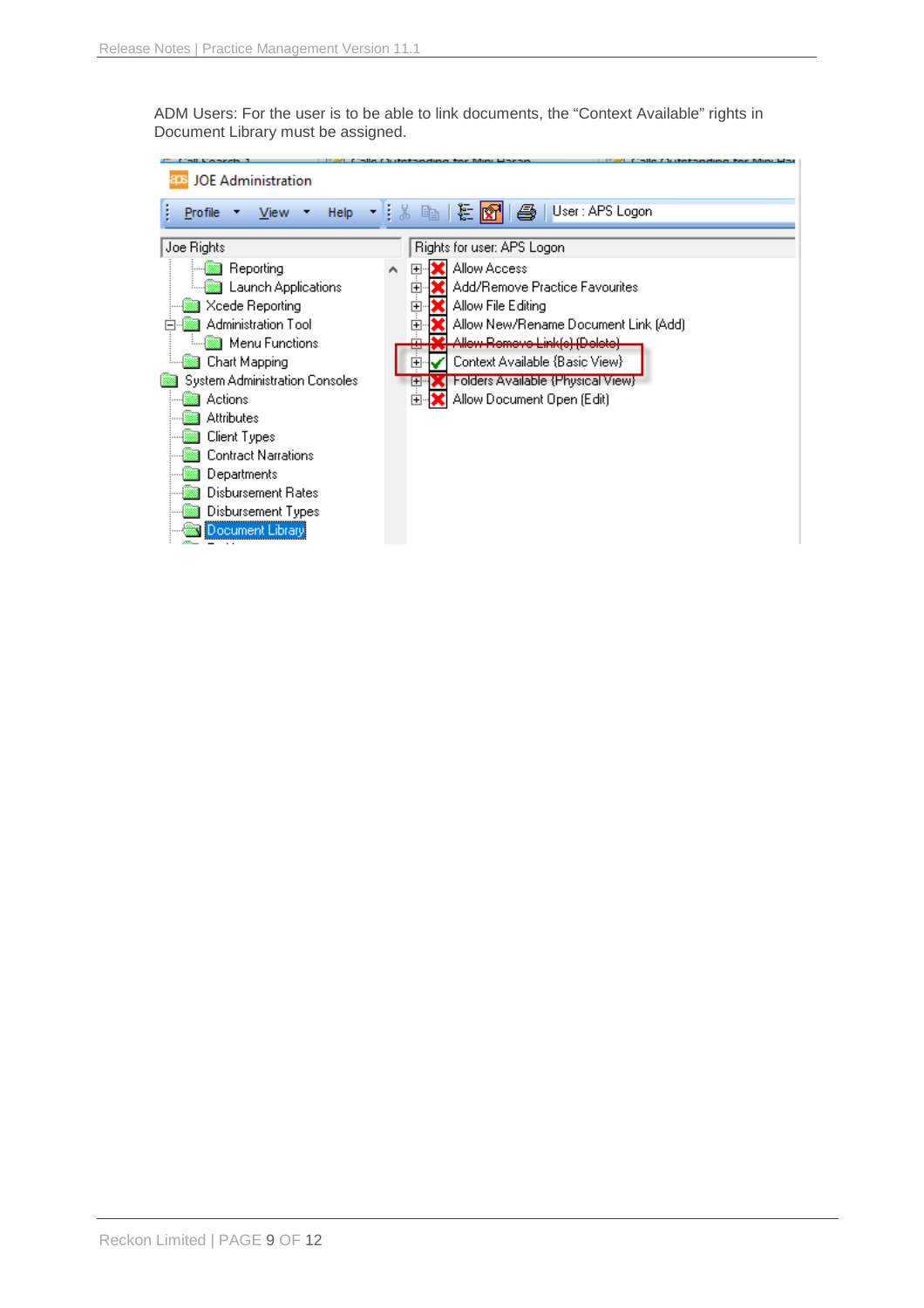ADM Users: For the user is to be able to link documents, the “Context Available” rights in Document Library must be assigned.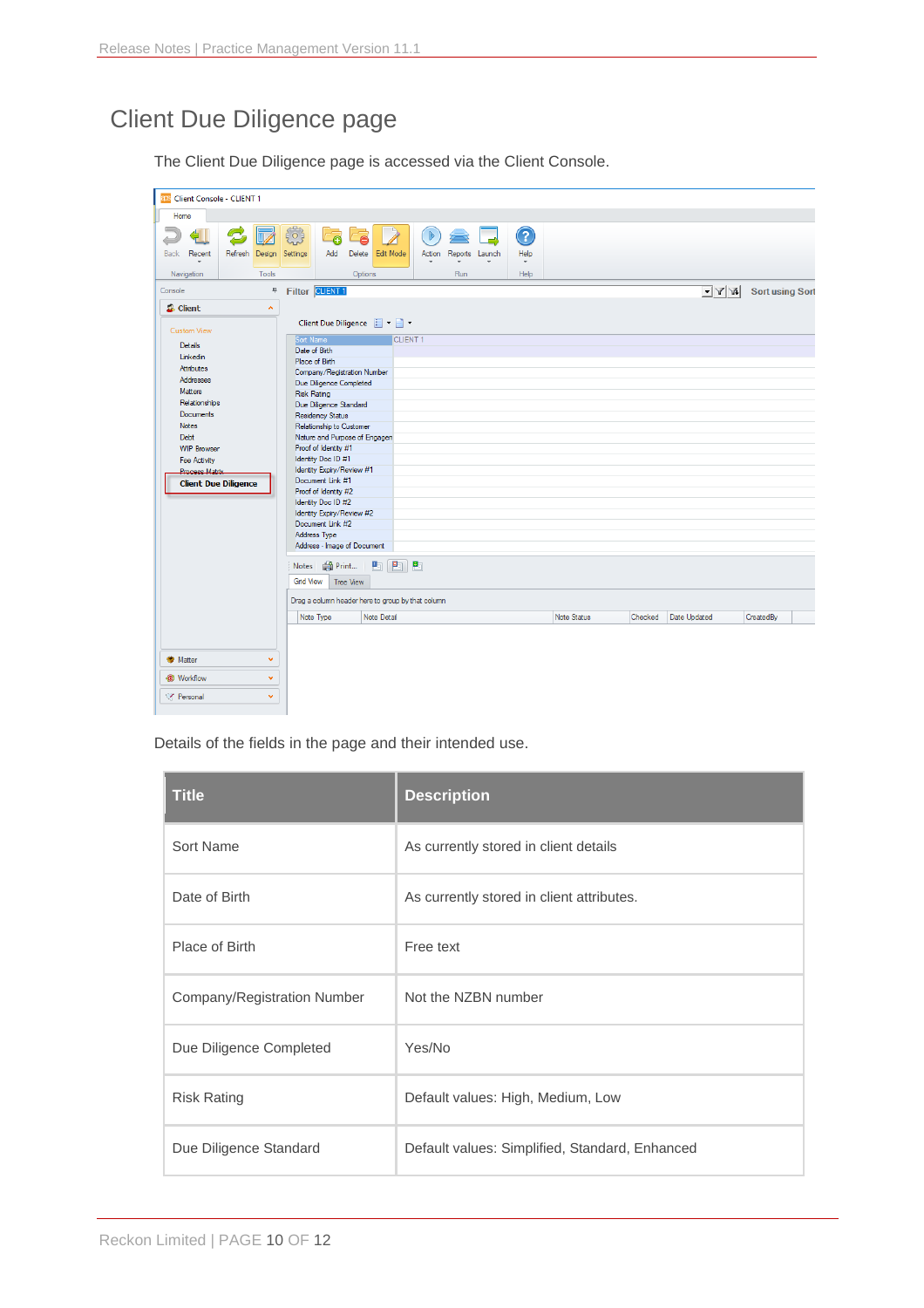# Client Due Diligence page

The Client Due Diligence page is accessed via the Client Console.

Details of the fields in the page and their intended use.

| Title | Description |
| --- | --- |
| Sort Name | As currently stored in client details |
| Date of Birth | As currently stored in client attributes. |
| Place of Birth | Free text |
| Company/Registration Number | Not the NZBN number |
| Due Diligence Completed | Yes/No |
| Risk Rating | Default values: High, Medium, Low |
| Due Diligence Standard | Default values: Simplified, Standard, Enhanced |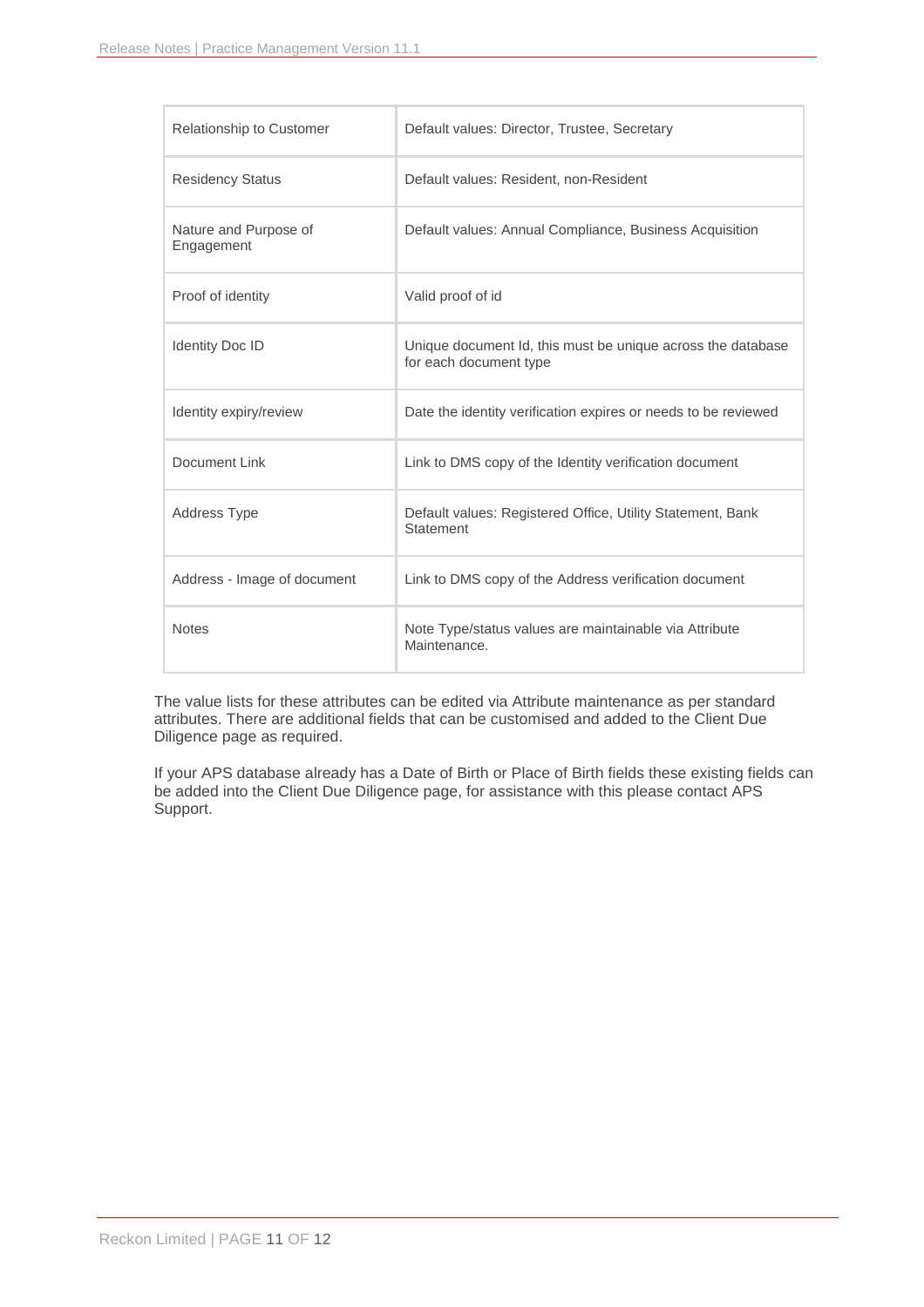| Relationship to Customer | Default values: Director, Trustee, Secretary |
| --- | --- |
| Residency Status | Default values: Resident, non-Resident |
| Nature and Purpose of Engagement | Default values: Annual Compliance, Business Acquisition |
| Proof of identity | Valid proof of id |
| Identity Doc ID | Unique document Id, this must be unique across the database for each document type |
| Identity expiry/review | Date the identity verification expires or needs to be reviewed |
| Document Link | Link to DMS copy of the Identity verification document |
| Address Type | Default values: Registered Office, Utility Statement, Bank Statement |
| Address - Image of document | Link to DMS copy of the Address verification document |
| Notes | Note Type/status values are maintainable via Attribute Maintenance. |

The value lists for these attributes can be edited via Attribute maintenance as per standard attributes. There are additional fields that can be customised and added to the Client Due Diligence page as required.

If your APS database already has a Date of Birth or Place of Birth fields these existing fields can be added into the Client Due Diligence page, for assistance with this please contact APS Support.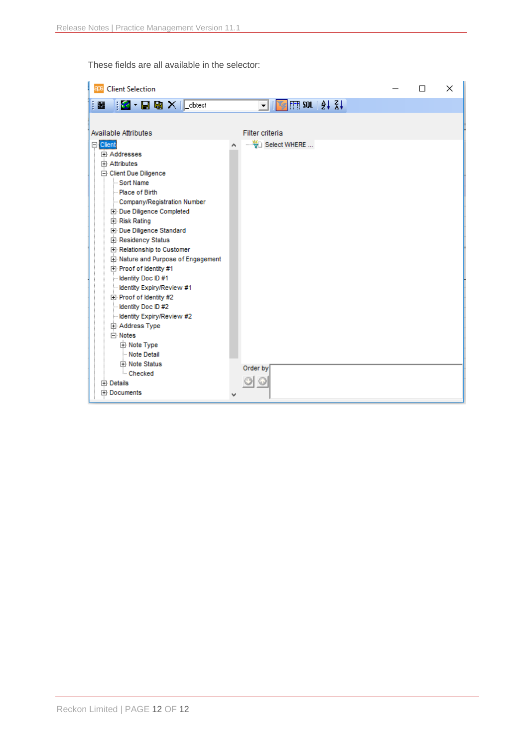These fields are all available in the selector: